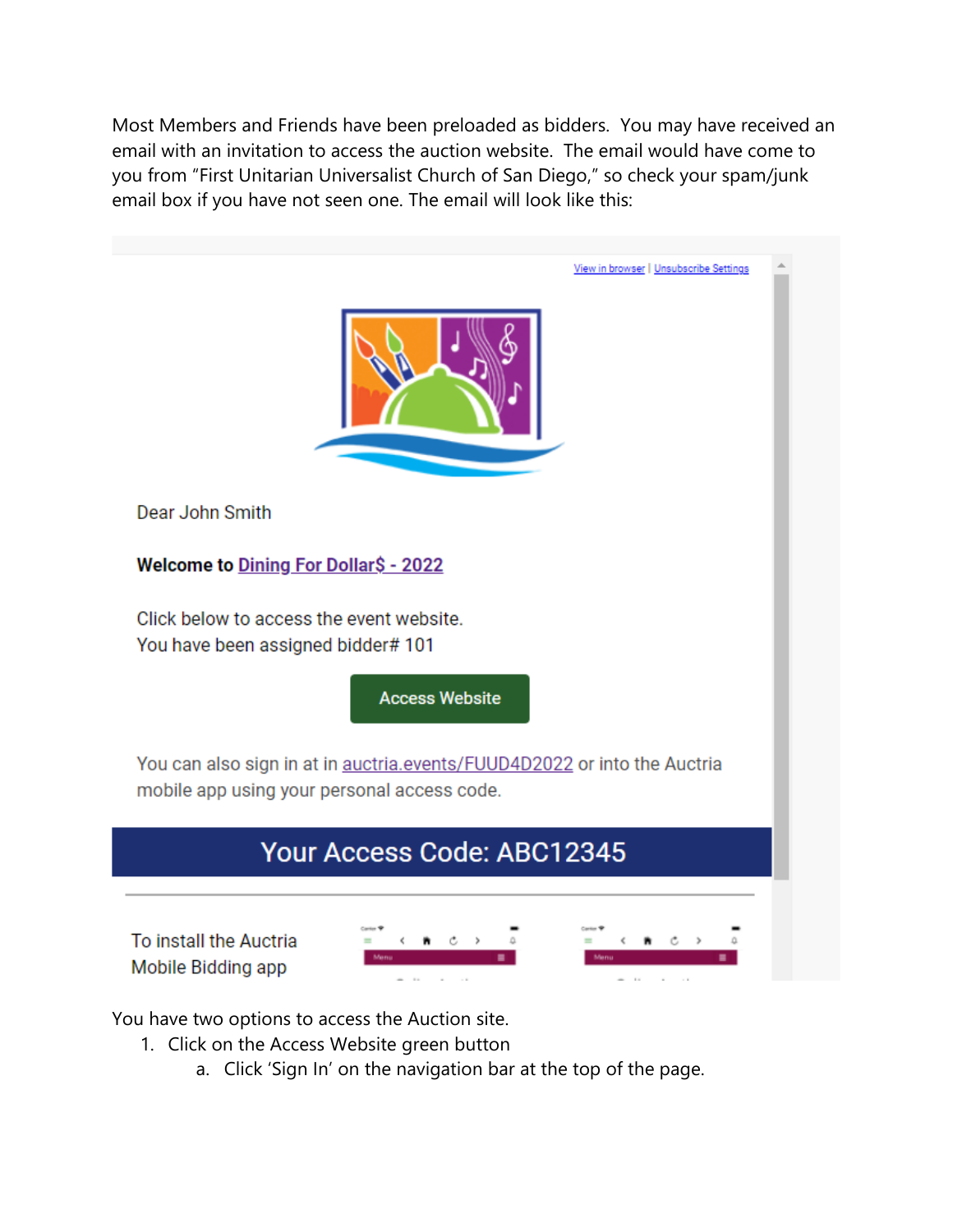Most Members and Friends have been preloaded as bidders. You may have received an email with an invitation to access the auction website. The email would have come to you from "First Unitarian Universalist Church of San Diego," so check your spam/junk email box if you have not seen one. The email will look like this:

View in browser | Unsubscribe Settings

Dear John Smith

**Welcome to Dining For Dollar$ - 2022**

Click below to access the event website.
You have been assigned bidder# 101

Access Website

You can also sign in at in auctria.events/FUUD4D2022 or into the Auctria mobile app using your personal access code.

**Your Access Code: ABC12345**

To install the Auctria Mobile Bidding app

You have two options to access the Auction site.

1. Click on the Access Website green button
   a. Click 'Sign In' on the navigation bar at the top of the page.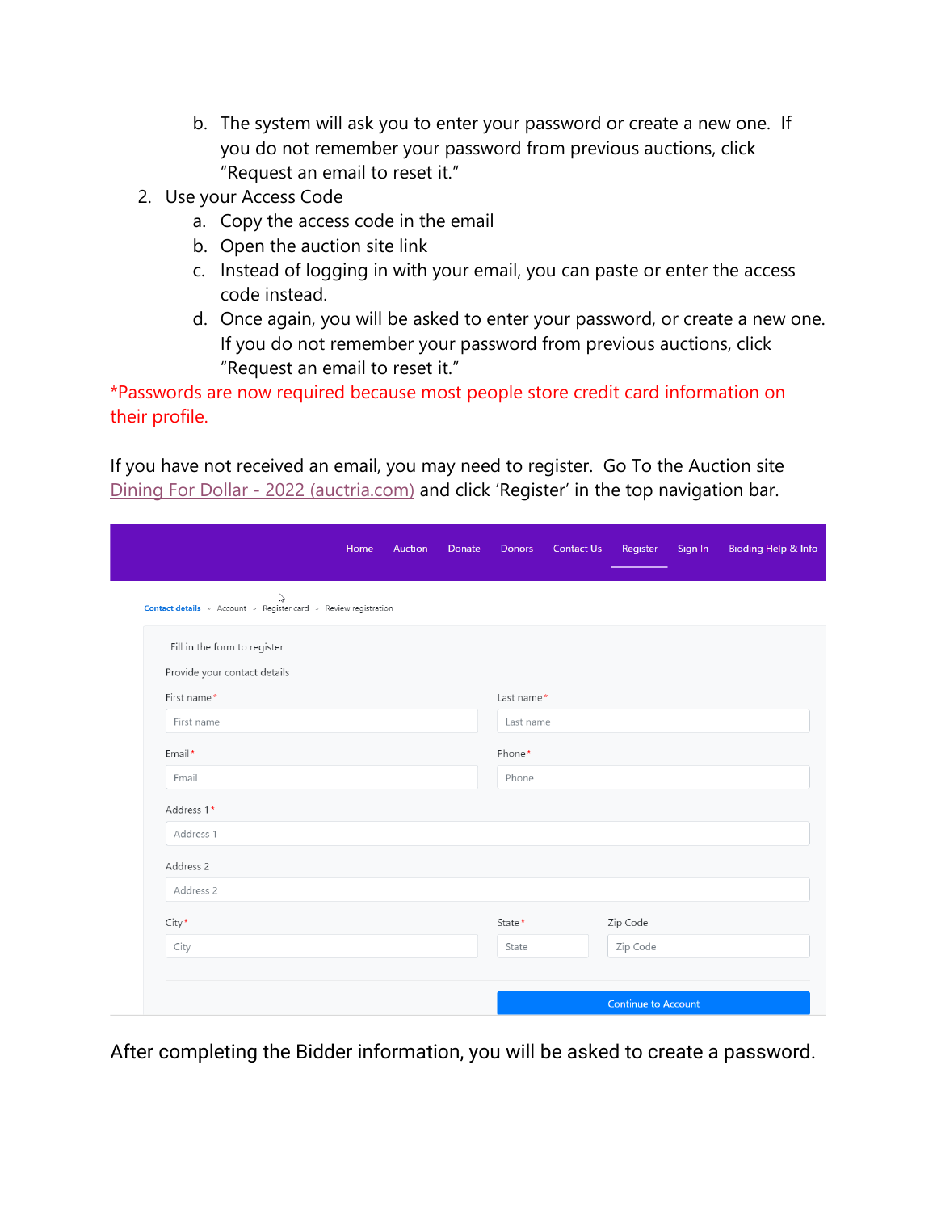b. The system will ask you to enter your password or create a new one. If you do not remember your password from previous auctions, click "Request an email to reset it."

2. Use your Access Code
   a. Copy the access code in the email
   b. Open the auction site link
   c. Instead of logging in with your email, you can paste or enter the access code instead.
   d. Once again, you will be asked to enter your password, or create a new one. If you do not remember your password from previous auctions, click "Request an email to reset it."

*Passwords are now required because most people store credit card information on their profile.

If you have not received an email, you may need to register. Go To the Auction site [Dining For Dollar - 2022 (auctria.com)](https://auctria.com) and click 'Register' in the top navigation bar.

Home Auction Donate Donors Contact Us Register Sign In Bidding Help & Info

Contact details » Account » Register card » Review registration

Fill in the form to register.

Provide your contact details

First name* | Last name*

Email* | Phone*

Address 1*

Address 2

City* | State* | Zip Code

Continue to Account

After completing the Bidder information, you will be asked to create a password.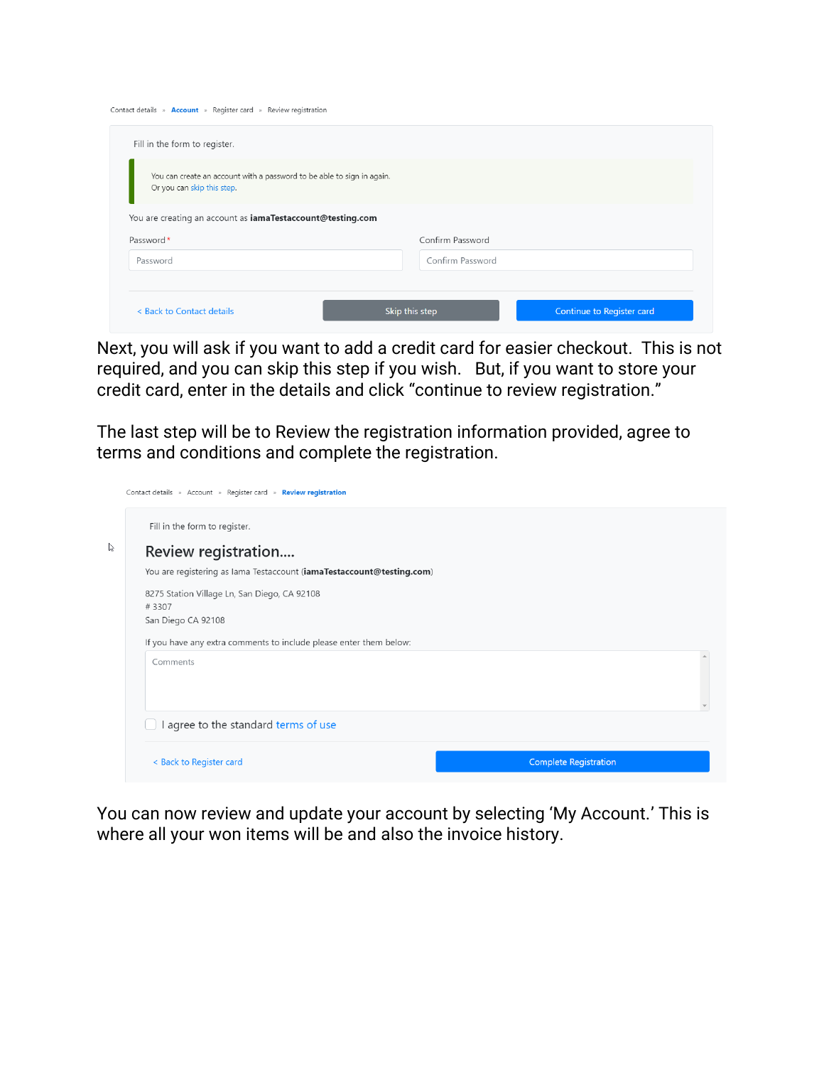Contact details » **Account** » Register card » Review registration

Fill in the form to register.

You can create an account with a password to be able to sign in again.
Or you can skip this step.

You are creating an account as **iamaTestaccount@testing.com**

Password * | Confirm Password

< Back to Contact details | Skip this step | Continue to Register card

Next, you will ask if you want to add a credit card for easier checkout. This is not required, and you can skip this step if you wish. But, if you want to store your credit card, enter in the details and click "continue to review registration."

The last step will be to Review the registration information provided, agree to terms and conditions and complete the registration.

Contact details » Account » Register card » **Review registration**

Fill in the form to register.

## Review registration....

You are registering as Iama Testaccount (**iamaTestaccount@testing.com**)

8275 Station Village Ln, San Diego, CA 92108
# 3307
San Diego CA 92108

If you have any extra comments to include please enter them below:

Comments

I agree to the standard terms of use

< Back to Register card | Complete Registration

You can now review and update your account by selecting 'My Account.' This is where all your won items will be and also the invoice history.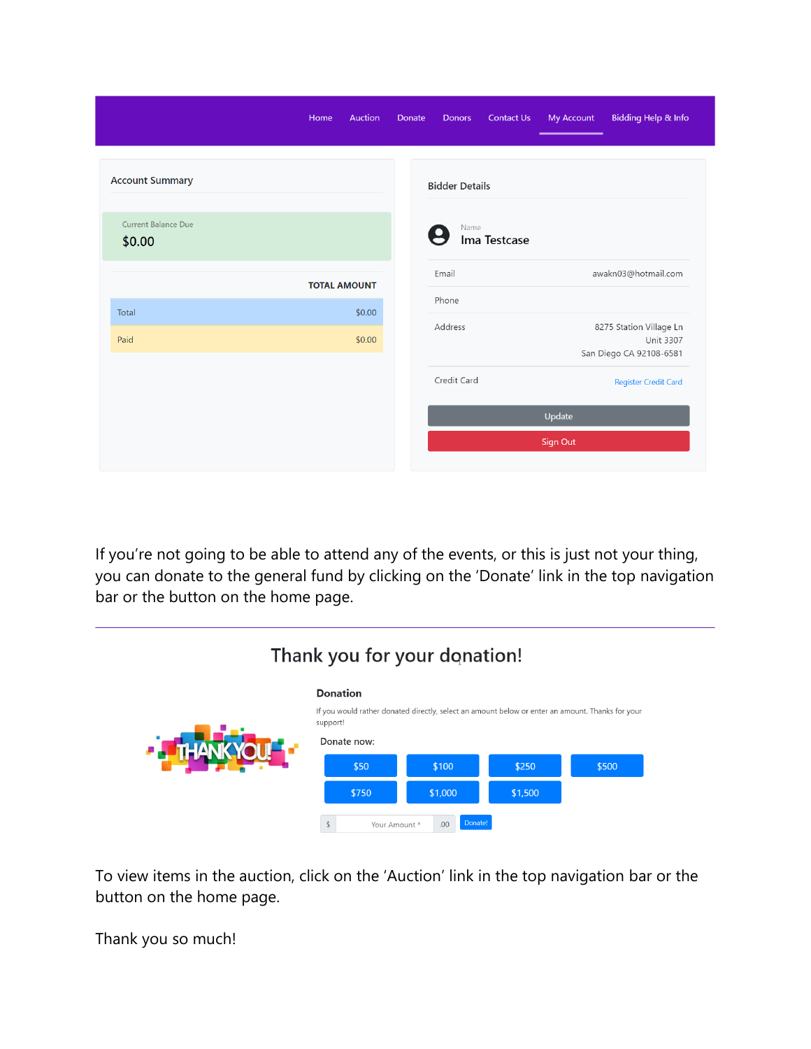Home Auction Donate Donors Contact Us My Account Bidding Help & Info

Account Summary

Current Balance Due

$0.00

| | TOTAL AMOUNT |
|---|---|
| Total | $0.00 |
| Paid | $0.00 |

Bidder Details

Name

Ima Testcase

| | |
|---|---|
| Email | awakn03@hotmail.com |
| Phone | |
| Address | 8275 Station Village Ln<br>Unit 3307<br>San Diego CA 92108-6581 |
| Credit Card | Register Credit Card |

Update

Sign Out

If you're not going to be able to attend any of the events, or this is just not your thing, you can donate to the general fund by clicking on the 'Donate' link in the top navigation bar or the button on the home page.

---

## Thank you for your donation!

THANK YOU!

**Donation**

If you would rather donated directly, select an amount below or enter an amount. Thanks for your support!

Donate now:

$50 $100 $250 $500

$750 $1,000 $1,500

$ Your Amount * .00 Donate!

To view items in the auction, click on the 'Auction' link in the top navigation bar or the button on the home page.

Thank you so much!